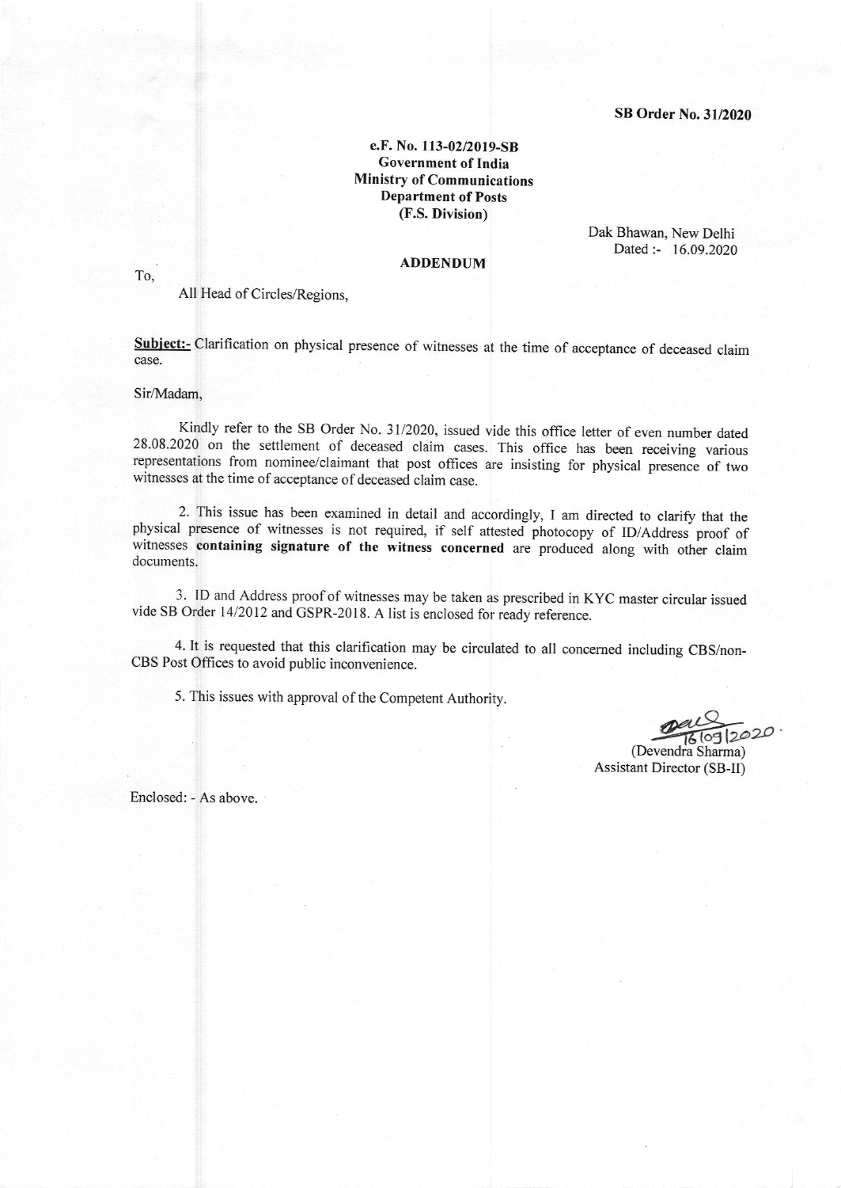**SB Order No. 31/2020**

**e.F. No. 113-02/2019-SB**
**Government of India**
**Ministry of Communications**
**Department of Posts**
**(F.S. Division)**

Dak Bhawan, New Delhi
Dated :- 16.09.2020

**ADDENDUM**

To,

All Head of Circles/Regions,

**Subject:-** Clarification on physical presence of witnesses at the time of acceptance of deceased claim case.

Sir/Madam,

Kindly refer to the SB Order No. 31/2020, issued vide this office letter of even number dated 28.08.2020 on the settlement of deceased claim cases. This office has been receiving various representations from nominee/claimant that post offices are insisting for physical presence of two witnesses at the time of acceptance of deceased claim case.

2. This issue has been examined in detail and accordingly, I am directed to clarify that the physical presence of witnesses is not required, if self attested photocopy of ID/Address proof of witnesses **containing signature of the witness concerned** are produced along with other claim documents.

3. ID and Address proof of witnesses may be taken as prescribed in KYC master circular issued vide SB Order 14/2012 and GSPR-2018. A list is enclosed for ready reference.

4. It is requested that this clarification may be circulated to all concerned including CBS/non-CBS Post Offices to avoid public inconvenience.

5. This issues with approval of the Competent Authority.

16/09/2020
(Devendra Sharma)
Assistant Director (SB-II)

Enclosed: - As above.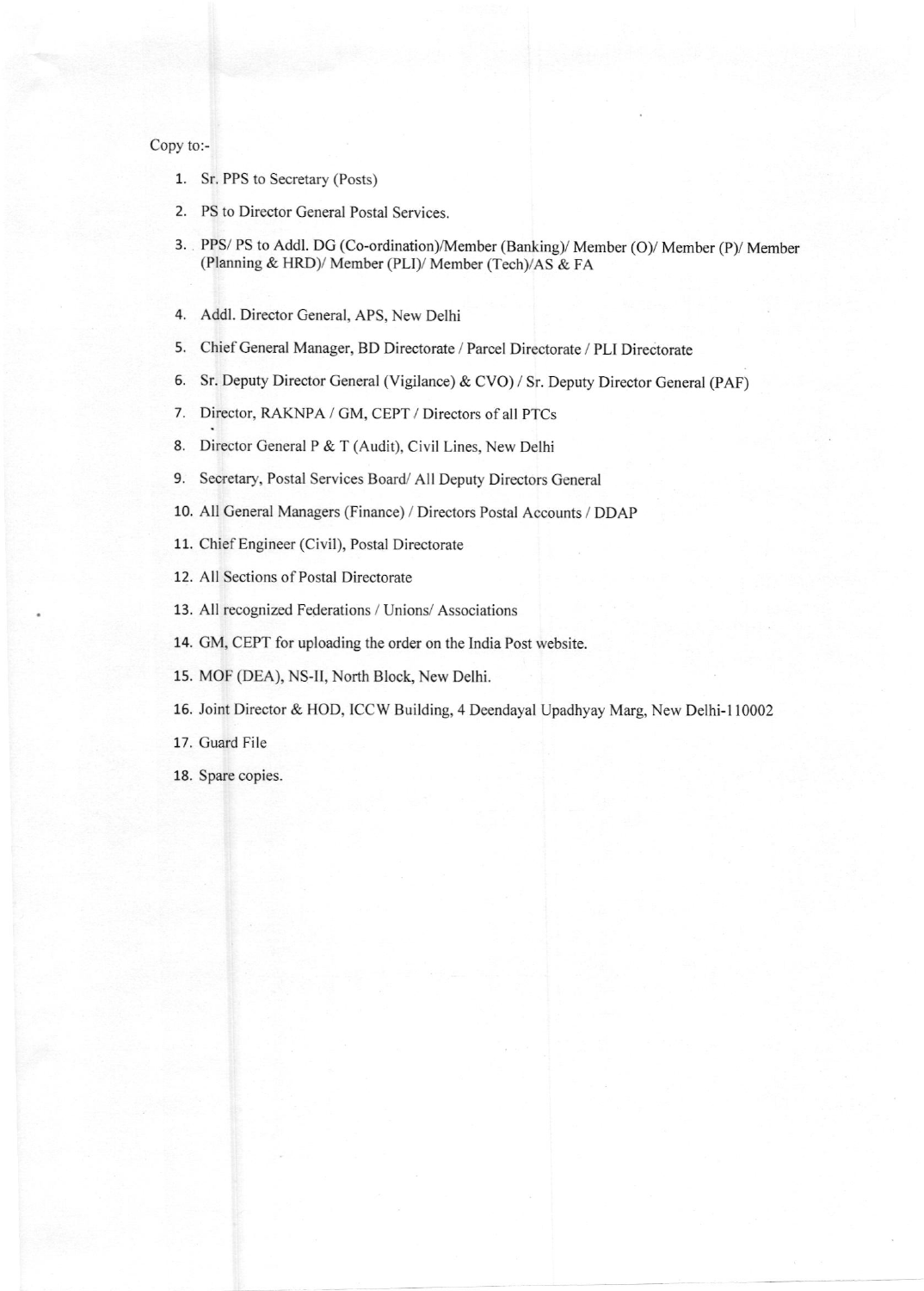Copy to:-

1. Sr. PPS to Secretary (Posts)
2. PS to Director General Postal Services.
3. PPS/ PS to Addl. DG (Co-ordination)/Member (Banking)/ Member (O)/ Member (P)/ Member (Planning & HRD)/ Member (PLI)/ Member (Tech)/AS & FA
4. Addl. Director General, APS, New Delhi
5. Chief General Manager, BD Directorate / Parcel Directorate / PLI Directorate
6. Sr. Deputy Director General (Vigilance) & CVO) / Sr. Deputy Director General (PAF)
7. Director, RAKNPA / GM, CEPT / Directors of all PTCs
8. Director General P & T (Audit), Civil Lines, New Delhi
9. Secretary, Postal Services Board/ All Deputy Directors General
10. All General Managers (Finance) / Directors Postal Accounts / DDAP
11. Chief Engineer (Civil), Postal Directorate
12. All Sections of Postal Directorate
13. All recognized Federations / Unions/ Associations
14. GM, CEPT for uploading the order on the India Post website.
15. MOF (DEA), NS-II, North Block, New Delhi.
16. Joint Director & HOD, ICCW Building, 4 Deendayal Upadhyay Marg, New Delhi-110002
17. Guard File
18. Spare copies.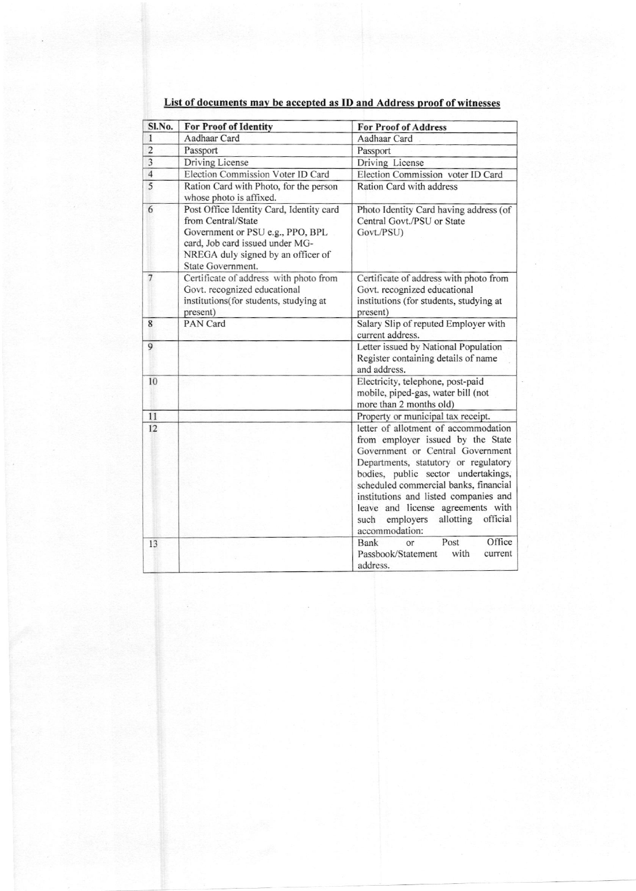**<u>List of documents may be accepted as ID and Address proof of witnesses</u>**

| Sl.No. | For Proof of Identity | For Proof of Address |
|---|---|---|
| 1 | Aadhaar Card | Aadhaar Card |
| 2 | Passport | Passport |
| 3 | Driving License | Driving License |
| 4 | Election Commission Voter ID Card | Election Commission voter ID Card |
| 5 | Ration Card with Photo, for the person whose photo is affixed. | Ration Card with address |
| 6 | Post Office Identity Card, Identity card from Central/State Government or PSU e.g., PPO, BPL card, Job card issued under MG-NREGA duly signed by an officer of State Government. | Photo Identity Card having address (of Central Govt./PSU or State Govt./PSU) |
| 7 | Certificate of address with photo from Govt. recognized educational institutions(for students, studying at present) | Certificate of address with photo from Govt. recognized educational institutions (for students, studying at present) |
| 8 | PAN Card | Salary Slip of reputed Employer with current address. |
| 9 | | Letter issued by National Population Register containing details of name and address. |
| 10 | | Electricity, telephone, post-paid mobile, piped-gas, water bill (not more than 2 months old) |
| 11 | | Property or municipal tax receipt. |
| 12 | | letter of allotment of accommodation from employer issued by the State Government or Central Government Departments, statutory or regulatory bodies, public sector undertakings, scheduled commercial banks, financial institutions and listed companies and leave and license agreements with such employers allotting official accommodation: |
| 13 | | Bank or Post Office Passbook/Statement with current address. |